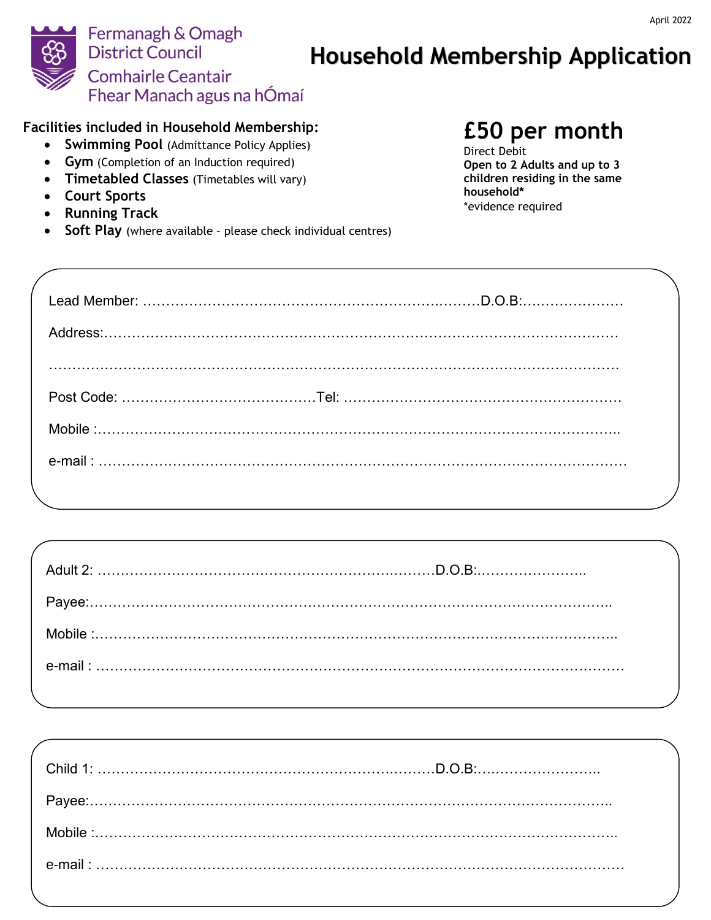April 2022

Fermanagh & Omagh District Council
Comhairle Ceantair Fhear Manach agus na hÓmaí

# Household Membership Application

**Facilities included in Household Membership:**

- **Swimming Pool** (Admittance Policy Applies)
- **Gym** (Completion of an Induction required)
- **Timetabled Classes** (Timetables will vary)
- **Court Sports**
- **Running Track**
- **Soft Play** (where available – please check individual centres)

## £50 per month

Direct Debit
**Open to 2 Adults and up to 3 children residing in the same household***
*evidence required

Lead Member: ……………………………………………………………………D.O.B:…………………

Address:……………………………………………………………………………………………………

……………………………………………………………………………………………………………

Post Code: ……………………………………Tel: ……………………………………………………

Mobile :……………………………………………………………………………………………………..

e-mail : ……………………………………………………………………………………………………

Adult 2: …………………………………………………………………D.O.B:…………………..

Payee:……………………………………………………………………………………………………..

Mobile :……………………………………………………………………………………………………..

e-mail : ……………………………………………………………………………………………………

Child 1: …………………………………………………………………D.O.B:……………………..

Payee:……………………………………………………………………………………………………..

Mobile :……………………………………………………………………………………………………..

e-mail : ……………………………………………………………………………………………………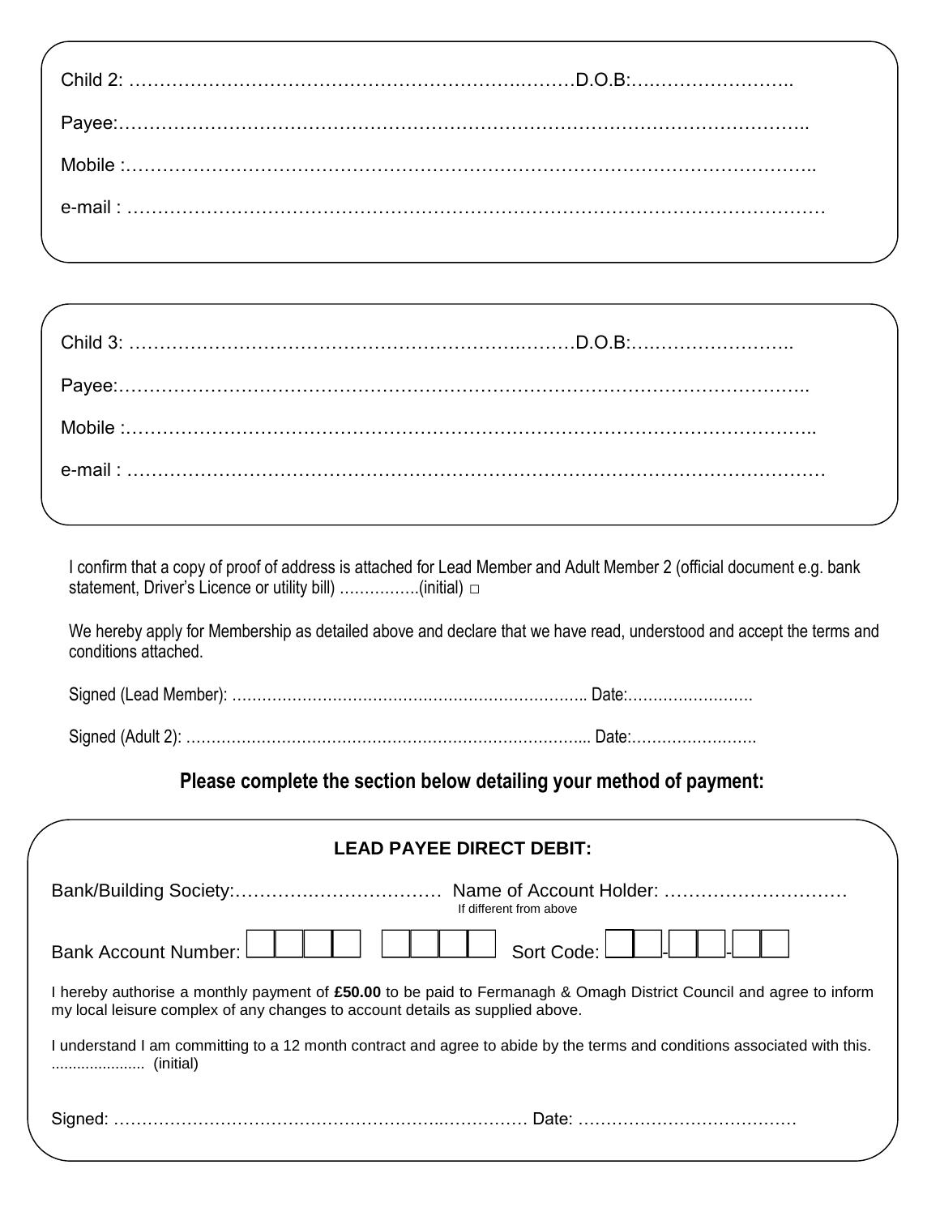Child 2: ……………………………………………………………………D.O.B:……………………..

Payee:…………………………………………………………………………………………………..

Mobile :…………………………………………………………………………………………………..

e-mail : …………………………………………………………………………………………………

Child 3: ……………………………………………………………………D.O.B:……………………..

Payee:…………………………………………………………………………………………………..

Mobile :…………………………………………………………………………………………………..

e-mail : …………………………………………………………………………………………………

I confirm that a copy of proof of address is attached for Lead Member and Adult Member 2 (official document e.g. bank statement, Driver's Licence or utility bill) …………….(initial) □

We hereby apply for Membership as detailed above and declare that we have read, understood and accept the terms and conditions attached.

Signed (Lead Member): ………………………………………………………………. Date:……………………

Signed (Adult 2): ……………………………………………………………………... Date:……………………

## Please complete the section below detailing your method of payment:

### LEAD PAYEE DIRECT DEBIT:

Bank/Building Society:……………………………… Name of Account Holder: …………………………
If different from above

Bank Account Number: ☐☐☐☐ ☐☐☐☐ Sort Code: ☐☐-☐☐-☐☐

I hereby authorise a monthly payment of **£50.00** to be paid to Fermanagh & Omagh District Council and agree to inform my local leisure complex of any changes to account details as supplied above.

I understand I am committing to a 12 month contract and agree to abide by the terms and conditions associated with this. ..................... (initial)

Signed: …………………………………………………………………… Date: …………………………………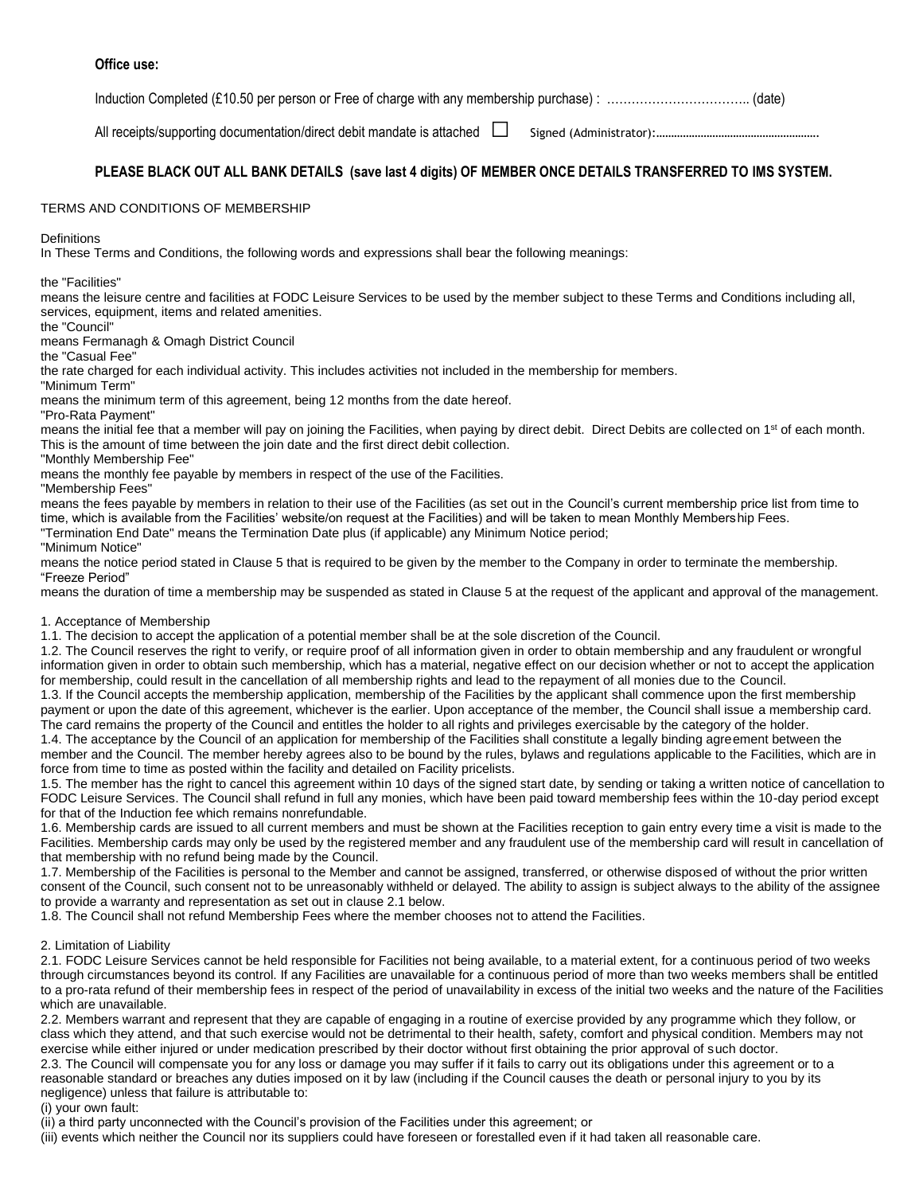**Office use:**

Induction Completed (£10.50 per person or Free of charge with any membership purchase) : …………………………….. (date)

All receipts/supporting documentation/direct debit mandate is attached ☐ Signed (Administrator):……………………………………………….

**PLEASE BLACK OUT ALL BANK DETAILS (save last 4 digits) OF MEMBER ONCE DETAILS TRANSFERRED TO IMS SYSTEM.**

TERMS AND CONDITIONS OF MEMBERSHIP

Definitions

In These Terms and Conditions, the following words and expressions shall bear the following meanings:

the "Facilities"

means the leisure centre and facilities at FODC Leisure Services to be used by the member subject to these Terms and Conditions including all, services, equipment, items and related amenities.

the "Council"

means Fermanagh & Omagh District Council

the "Casual Fee"

the rate charged for each individual activity. This includes activities not included in the membership for members.

"Minimum Term"

means the minimum term of this agreement, being 12 months from the date hereof.

"Pro-Rata Payment"

means the initial fee that a member will pay on joining the Facilities, when paying by direct debit. Direct Debits are collected on 1st of each month. This is the amount of time between the join date and the first direct debit collection.

"Monthly Membership Fee"

means the monthly fee payable by members in respect of the use of the Facilities.

"Membership Fees"

means the fees payable by members in relation to their use of the Facilities (as set out in the Council's current membership price list from time to time, which is available from the Facilities' website/on request at the Facilities) and will be taken to mean Monthly Membership Fees.

"Termination End Date" means the Termination Date plus (if applicable) any Minimum Notice period;

"Minimum Notice"

means the notice period stated in Clause 5 that is required to be given by the member to the Company in order to terminate the membership.

"Freeze Period"

means the duration of time a membership may be suspended as stated in Clause 5 at the request of the applicant and approval of the management.

1. Acceptance of Membership

1.1. The decision to accept the application of a potential member shall be at the sole discretion of the Council.

1.2. The Council reserves the right to verify, or require proof of all information given in order to obtain membership and any fraudulent or wrongful information given in order to obtain such membership, which has a material, negative effect on our decision whether or not to accept the application for membership, could result in the cancellation of all membership rights and lead to the repayment of all monies due to the Council.

1.3. If the Council accepts the membership application, membership of the Facilities by the applicant shall commence upon the first membership payment or upon the date of this agreement, whichever is the earlier. Upon acceptance of the member, the Council shall issue a membership card. The card remains the property of the Council and entitles the holder to all rights and privileges exercisable by the category of the holder.

1.4. The acceptance by the Council of an application for membership of the Facilities shall constitute a legally binding agreement between the member and the Council. The member hereby agrees also to be bound by the rules, bylaws and regulations applicable to the Facilities, which are in force from time to time as posted within the facility and detailed on Facility pricelists.

1.5. The member has the right to cancel this agreement within 10 days of the signed start date, by sending or taking a written notice of cancellation to FODC Leisure Services. The Council shall refund in full any monies, which have been paid toward membership fees within the 10-day period except for that of the Induction fee which remains nonrefundable.

1.6. Membership cards are issued to all current members and must be shown at the Facilities reception to gain entry every time a visit is made to the Facilities. Membership cards may only be used by the registered member and any fraudulent use of the membership card will result in cancellation of that membership with no refund being made by the Council.

1.7. Membership of the Facilities is personal to the Member and cannot be assigned, transferred, or otherwise disposed of without the prior written consent of the Council, such consent not to be unreasonably withheld or delayed. The ability to assign is subject always to the ability of the assignee to provide a warranty and representation as set out in clause 2.1 below.

1.8. The Council shall not refund Membership Fees where the member chooses not to attend the Facilities.

2. Limitation of Liability

2.1. FODC Leisure Services cannot be held responsible for Facilities not being available, to a material extent, for a continuous period of two weeks through circumstances beyond its control. If any Facilities are unavailable for a continuous period of more than two weeks members shall be entitled to a pro-rata refund of their membership fees in respect of the period of unavailability in excess of the initial two weeks and the nature of the Facilities which are unavailable.

2.2. Members warrant and represent that they are capable of engaging in a routine of exercise provided by any programme which they follow, or class which they attend, and that such exercise would not be detrimental to their health, safety, comfort and physical condition. Members may not exercise while either injured or under medication prescribed by their doctor without first obtaining the prior approval of such doctor.

2.3. The Council will compensate you for any loss or damage you may suffer if it fails to carry out its obligations under this agreement or to a reasonable standard or breaches any duties imposed on it by law (including if the Council causes the death or personal injury to you by its negligence) unless that failure is attributable to:

(i) your own fault:

(ii) a third party unconnected with the Council's provision of the Facilities under this agreement; or

(iii) events which neither the Council nor its suppliers could have foreseen or forestalled even if it had taken all reasonable care.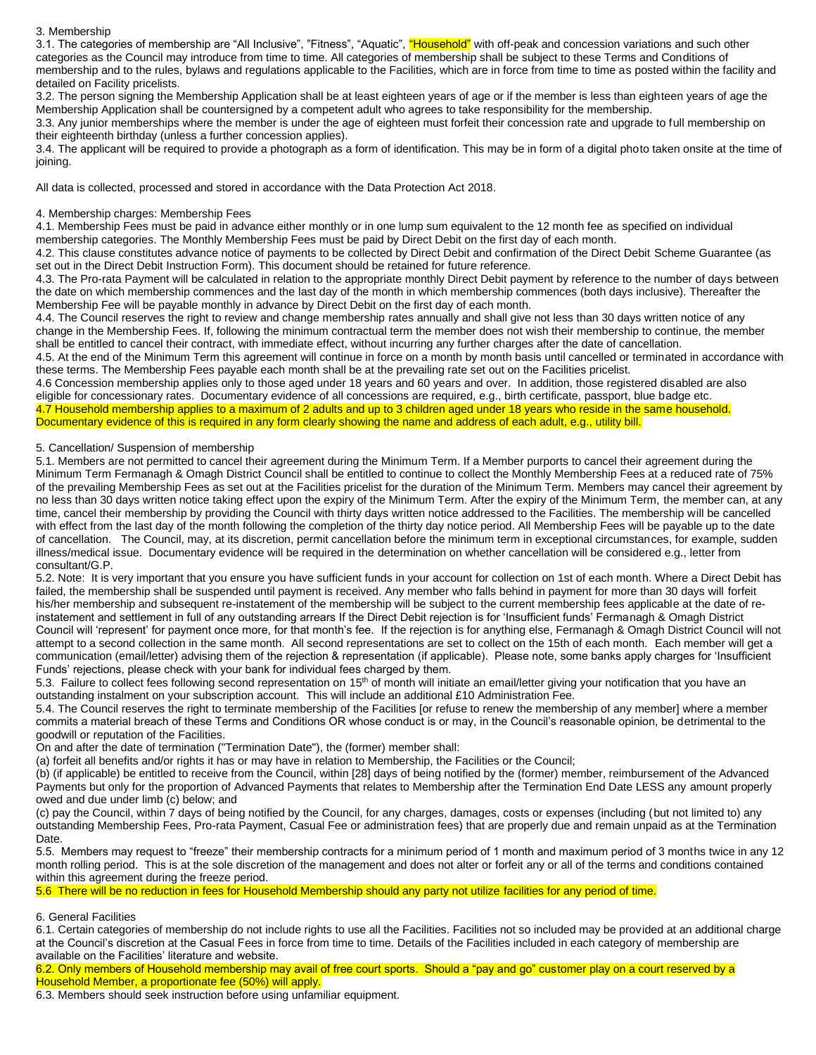3. Membership

3.1. The categories of membership are "All Inclusive", "Fitness", "Aquatic", "Household" with off-peak and concession variations and such other categories as the Council may introduce from time to time. All categories of membership shall be subject to these Terms and Conditions of membership and to the rules, bylaws and regulations applicable to the Facilities, which are in force from time to time as posted within the facility and detailed on Facility pricelists.

3.2. The person signing the Membership Application shall be at least eighteen years of age or if the member is less than eighteen years of age the Membership Application shall be countersigned by a competent adult who agrees to take responsibility for the membership.

3.3. Any junior memberships where the member is under the age of eighteen must forfeit their concession rate and upgrade to full membership on their eighteenth birthday (unless a further concession applies).

3.4. The applicant will be required to provide a photograph as a form of identification. This may be in form of a digital photo taken onsite at the time of joining.

All data is collected, processed and stored in accordance with the Data Protection Act 2018.

4. Membership charges: Membership Fees

4.1. Membership Fees must be paid in advance either monthly or in one lump sum equivalent to the 12 month fee as specified on individual membership categories. The Monthly Membership Fees must be paid by Direct Debit on the first day of each month.

4.2. This clause constitutes advance notice of payments to be collected by Direct Debit and confirmation of the Direct Debit Scheme Guarantee (as set out in the Direct Debit Instruction Form). This document should be retained for future reference.

4.3. The Pro-rata Payment will be calculated in relation to the appropriate monthly Direct Debit payment by reference to the number of days between the date on which membership commences and the last day of the month in which membership commences (both days inclusive). Thereafter the Membership Fee will be payable monthly in advance by Direct Debit on the first day of each month.

4.4. The Council reserves the right to review and change membership rates annually and shall give not less than 30 days written notice of any change in the Membership Fees. If, following the minimum contractual term the member does not wish their membership to continue, the member shall be entitled to cancel their contract, with immediate effect, without incurring any further charges after the date of cancellation.

4.5. At the end of the Minimum Term this agreement will continue in force on a month by month basis until cancelled or terminated in accordance with these terms. The Membership Fees payable each month shall be at the prevailing rate set out on the Facilities pricelist.

4.6 Concession membership applies only to those aged under 18 years and 60 years and over. In addition, those registered disabled are also eligible for concessionary rates. Documentary evidence of all concessions are required, e.g., birth certificate, passport, blue badge etc.

4.7 Household membership applies to a maximum of 2 adults and up to 3 children aged under 18 years who reside in the same household. Documentary evidence of this is required in any form clearly showing the name and address of each adult, e.g., utility bill.

5. Cancellation/ Suspension of membership

5.1. Members are not permitted to cancel their agreement during the Minimum Term. If a Member purports to cancel their agreement during the Minimum Term Fermanagh & Omagh District Council shall be entitled to continue to collect the Monthly Membership Fees at a reduced rate of 75% of the prevailing Membership Fees as set out at the Facilities pricelist for the duration of the Minimum Term. Members may cancel their agreement by no less than 30 days written notice taking effect upon the expiry of the Minimum Term. After the expiry of the Minimum Term, the member can, at any time, cancel their membership by providing the Council with thirty days written notice addressed to the Facilities. The membership will be cancelled with effect from the last day of the month following the completion of the thirty day notice period. All Membership Fees will be payable up to the date of cancellation. The Council, may, at its discretion, permit cancellation before the minimum term in exceptional circumstances, for example, sudden illness/medical issue. Documentary evidence will be required in the determination on whether cancellation will be considered e.g., letter from consultant/G.P.

5.2. Note: It is very important that you ensure you have sufficient funds in your account for collection on 1st of each month. Where a Direct Debit has failed, the membership shall be suspended until payment is received. Any member who falls behind in payment for more than 30 days will forfeit his/her membership and subsequent re-instatement of the membership will be subject to the current membership fees applicable at the date of re-instatement and settlement in full of any outstanding arrears If the Direct Debit rejection is for 'Insufficient funds' Fermanagh & Omagh District Council will 'represent' for payment once more, for that month's fee. If the rejection is for anything else, Fermanagh & Omagh District Council will not attempt to a second collection in the same month. All second representations are set to collect on the 15th of each month. Each member will get a communication (email/letter) advising them of the rejection & representation (if applicable). Please note, some banks apply charges for 'Insufficient Funds' rejections, please check with your bank for individual fees charged by them.

5.3. Failure to collect fees following second representation on 15th of month will initiate an email/letter giving your notification that you have an outstanding instalment on your subscription account. This will include an additional £10 Administration Fee.

5.4. The Council reserves the right to terminate membership of the Facilities [or refuse to renew the membership of any member] where a member commits a material breach of these Terms and Conditions OR whose conduct is or may, in the Council's reasonable opinion, be detrimental to the goodwill or reputation of the Facilities.

On and after the date of termination ("Termination Date"), the (former) member shall:

(a) forfeit all benefits and/or rights it has or may have in relation to Membership, the Facilities or the Council;

(b) (if applicable) be entitled to receive from the Council, within [28] days of being notified by the (former) member, reimbursement of the Advanced Payments but only for the proportion of Advanced Payments that relates to Membership after the Termination End Date LESS any amount properly owed and due under limb (c) below; and

(c) pay the Council, within 7 days of being notified by the Council, for any charges, damages, costs or expenses (including (but not limited to) any outstanding Membership Fees, Pro-rata Payment, Casual Fee or administration fees) that are properly due and remain unpaid as at the Termination Date.

5.5. Members may request to "freeze" their membership contracts for a minimum period of 1 month and maximum period of 3 months twice in any 12 month rolling period. This is at the sole discretion of the management and does not alter or forfeit any or all of the terms and conditions contained within this agreement during the freeze period.

5.6 There will be no reduction in fees for Household Membership should any party not utilize facilities for any period of time.

6. General Facilities

6.1. Certain categories of membership do not include rights to use all the Facilities. Facilities not so included may be provided at an additional charge at the Council's discretion at the Casual Fees in force from time to time. Details of the Facilities included in each category of membership are available on the Facilities' literature and website.

6.2. Only members of Household membership may avail of free court sports. Should a "pay and go" customer play on a court reserved by a Household Member, a proportionate fee (50%) will apply.

6.3. Members should seek instruction before using unfamiliar equipment.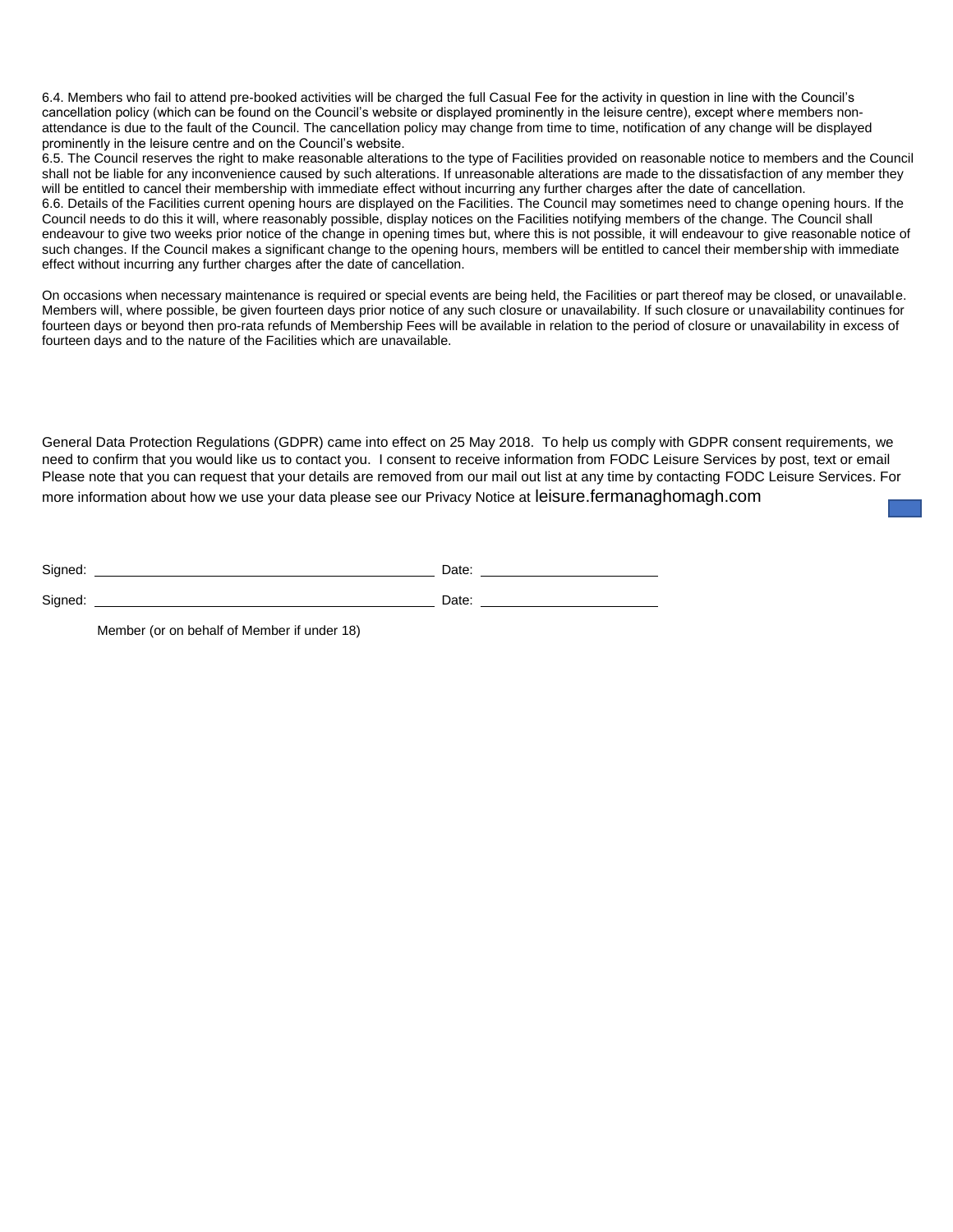6.4. Members who fail to attend pre-booked activities will be charged the full Casual Fee for the activity in question in line with the Council's cancellation policy (which can be found on the Council's website or displayed prominently in the leisure centre), except where members non-attendance is due to the fault of the Council. The cancellation policy may change from time to time, notification of any change will be displayed prominently in the leisure centre and on the Council's website.
6.5. The Council reserves the right to make reasonable alterations to the type of Facilities provided on reasonable notice to members and the Council shall not be liable for any inconvenience caused by such alterations. If unreasonable alterations are made to the dissatisfaction of any member they will be entitled to cancel their membership with immediate effect without incurring any further charges after the date of cancellation.
6.6. Details of the Facilities current opening hours are displayed on the Facilities. The Council may sometimes need to change opening hours. If the Council needs to do this it will, where reasonably possible, display notices on the Facilities notifying members of the change. The Council shall endeavour to give two weeks prior notice of the change in opening times but, where this is not possible, it will endeavour to give reasonable notice of such changes. If the Council makes a significant change to the opening hours, members will be entitled to cancel their membership with immediate effect without incurring any further charges after the date of cancellation.

On occasions when necessary maintenance is required or special events are being held, the Facilities or part thereof may be closed, or unavailable. Members will, where possible, be given fourteen days prior notice of any such closure or unavailability. If such closure or unavailability continues for fourteen days or beyond then pro-rata refunds of Membership Fees will be available in relation to the period of closure or unavailability in excess of fourteen days and to the nature of the Facilities which are unavailable.

General Data Protection Regulations (GDPR) came into effect on 25 May 2018. To help us comply with GDPR consent requirements, we need to confirm that you would like us to contact you. I consent to receive information from FODC Leisure Services by post, text or email Please note that you can request that your details are removed from our mail out list at any time by contacting FODC Leisure Services. For more information about how we use your data please see our Privacy Notice at leisure.fermanaghomagh.com

Signed: ______________________________ Date: ____________________

Signed: ______________________________ Date: ____________________

Member (or on behalf of Member if under 18)